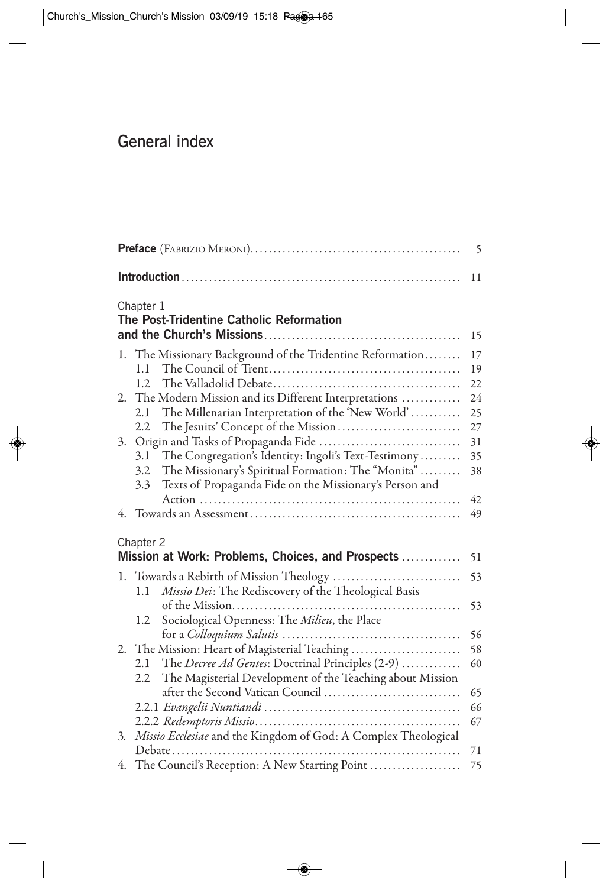# General index

**Preface** (Fabrizio Meroni) 5

**Introduction** 11

## Chapter 1
## The Post-Tridentine Catholic Reformation and the Church's Missions 15

1. The Missionary Background of the Tridentine Reformation 17
   - 1.1 The Council of Trent 19
   - 1.2 The Valladolid Debate 22
2. The Modern Mission and its Different Interpretations 24
   - 2.1 The Millenarian Interpretation of the 'New World' 25
   - 2.2 The Jesuits' Concept of the Mission 27
3. Origin and Tasks of Propaganda Fide 31
   - 3.1 The Congregation's Identity: Ingoli's Text-Testimony 35
   - 3.2 The Missionary's Spiritual Formation: The "Monita" 38
   - 3.3 Texts of Propaganda Fide on the Missionary's Person and Action 42
4. Towards an Assessment 49

## Chapter 2
## Mission at Work: Problems, Choices, and Prospects 51

1. Towards a Rebirth of Mission Theology 53
   - 1.1 *Missio Dei*: The Rediscovery of the Theological Basis of the Mission 53
   - 1.2 Sociological Openness: The *Milieu*, the Place for a *Colloquium Salutis* 56
2. The Mission: Heart of Magisterial Teaching 58
   - 2.1 The *Decree Ad Gentes*: Doctrinal Principles (2-9) 60
   - 2.2 The Magisterial Development of the Teaching about Mission after the Second Vatican Council 65
   - 2.2.1 *Evangelii Nuntiandi* 66
   - 2.2.2 *Redemptoris Missio* 67
3. *Missio Ecclesiae* and the Kingdom of God: A Complex Theological Debate 71
4. The Council's Reception: A New Starting Point 75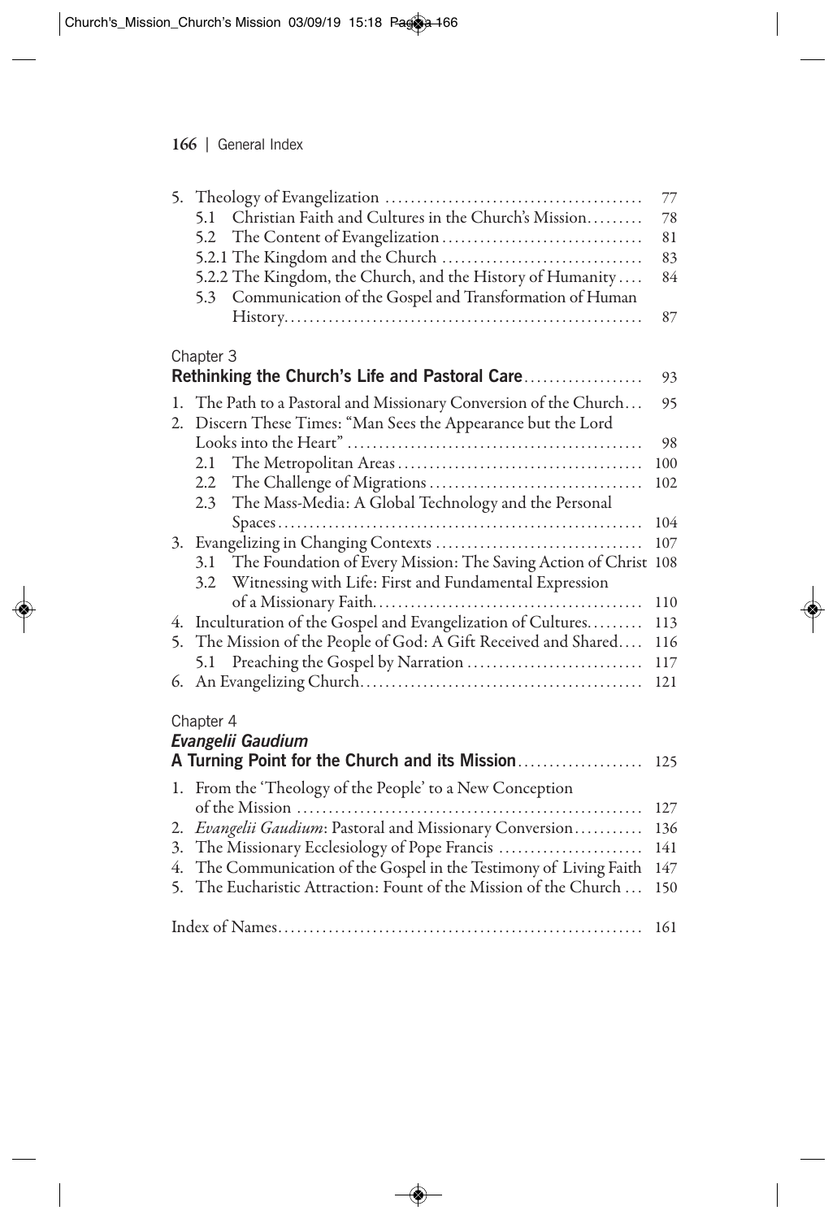5. Theology of Evangelization ........................................ 77
   - 5.1 Christian Faith and Cultures in the Church's Mission......... 78
   - 5.2 The Content of Evangelization............................... 81
   - 5.2.1 The Kingdom and the Church ............................... 83
   - 5.2.2 The Kingdom, the Church, and the History of Humanity.... 84
   - 5.3 Communication of the Gospel and Transformation of Human History........................................................ 87

Chapter 3

**Rethinking the Church's Life and Pastoral Care.................. 93**

1. The Path to a Pastoral and Missionary Conversion of the Church... 95
2. Discern These Times: "Man Sees the Appearance but the Lord Looks into the Heart" .............................................. 98
   - 2.1 The Metropolitan Areas...................................... 100
   - 2.2 The Challenge of Migrations................................. 102
   - 2.3 The Mass-Media: A Global Technology and the Personal Spaces......................................................... 104
3. Evangelizing in Changing Contexts ................................ 107
   - 3.1 The Foundation of Every Mission: The Saving Action of Christ 108
   - 3.2 Witnessing with Life: First and Fundamental Expression of a Missionary Faith.......................................... 110
4. Inculturation of the Gospel and Evangelization of Cultures......... 113
5. The Mission of the People of God: A Gift Received and Shared.... 116
   - 5.1 Preaching the Gospel by Narration ........................... 117
6. An Evangelizing Church............................................ 121

Chapter 4

***Evangelii Gaudium***

**A Turning Point for the Church and its Mission.................... 125**

1. From the 'Theology of the People' to a New Conception of the Mission ...................................................... 127
2. *Evangelii Gaudium*: Pastoral and Missionary Conversion........... 136
3. The Missionary Ecclesiology of Pope Francis ...................... 141
4. The Communication of the Gospel in the Testimony of Living Faith 147
5. The Eucharistic Attraction: Fount of the Mission of the Church ... 150

Index of Names......................................................... 161